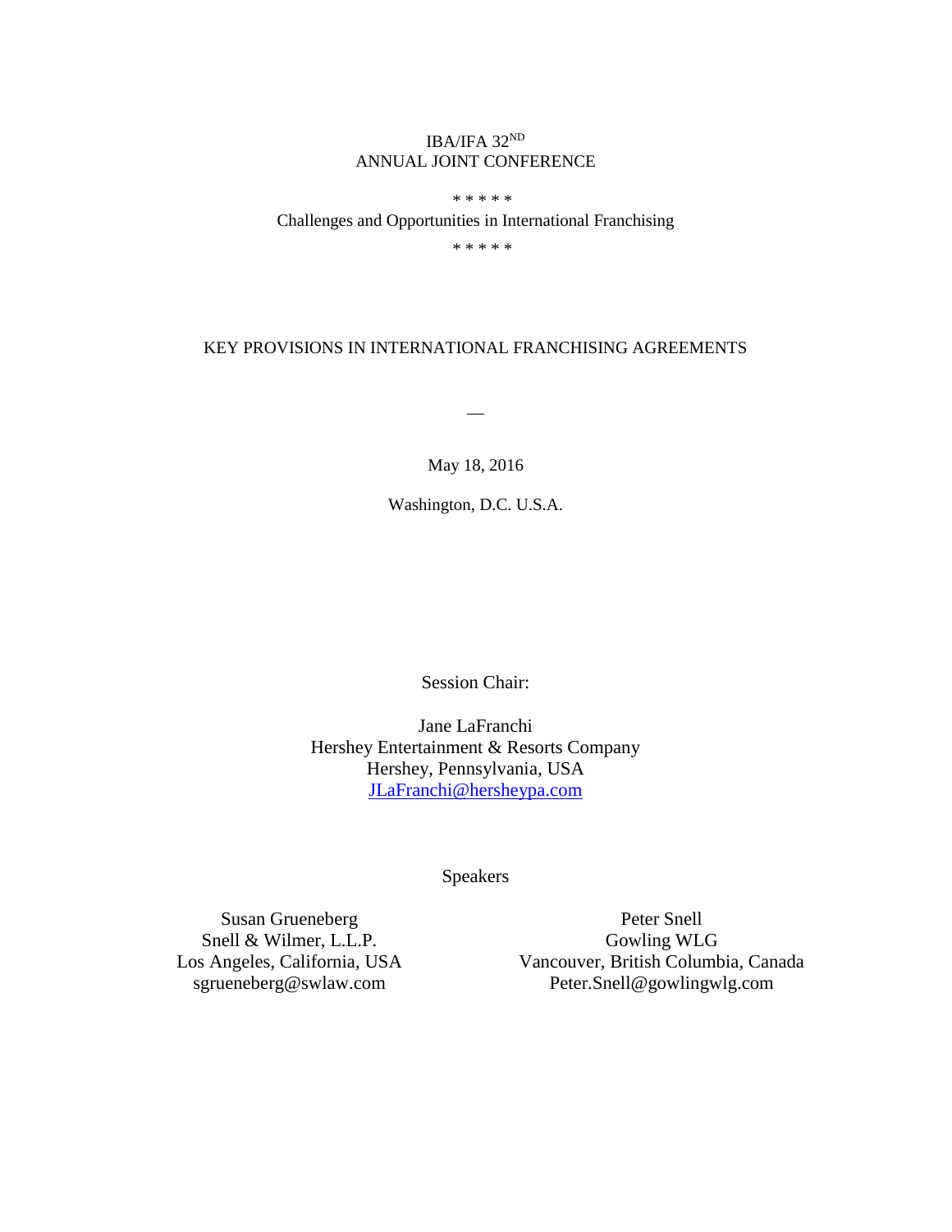IBA/IFA 32[ND]
ANNUAL JOINT CONFERENCE

* * * * *

Challenges and Opportunities in International Franchising

* * * * *

# KEY PROVISIONS IN INTERNATIONAL FRANCHISING AGREEMENT

—

May 18, 2016

Washington, D.C. U.S.A.

Session Chair:

Jane LaFranchi
Hershey Entertainment & Resorts Company
Hershey, Pennsylvania, USA
JLaFranchi@hersheypa.com

Speakers

Susan Grueneberg
Snell & Wilmer, L.L.P.
Los Angeles, California, USA
sgrueneberg@swlaw.com

Peter Snell
Gowling WLG
Vancouver, British Columbia, Canada
Peter.Snell@gowlingwlg.com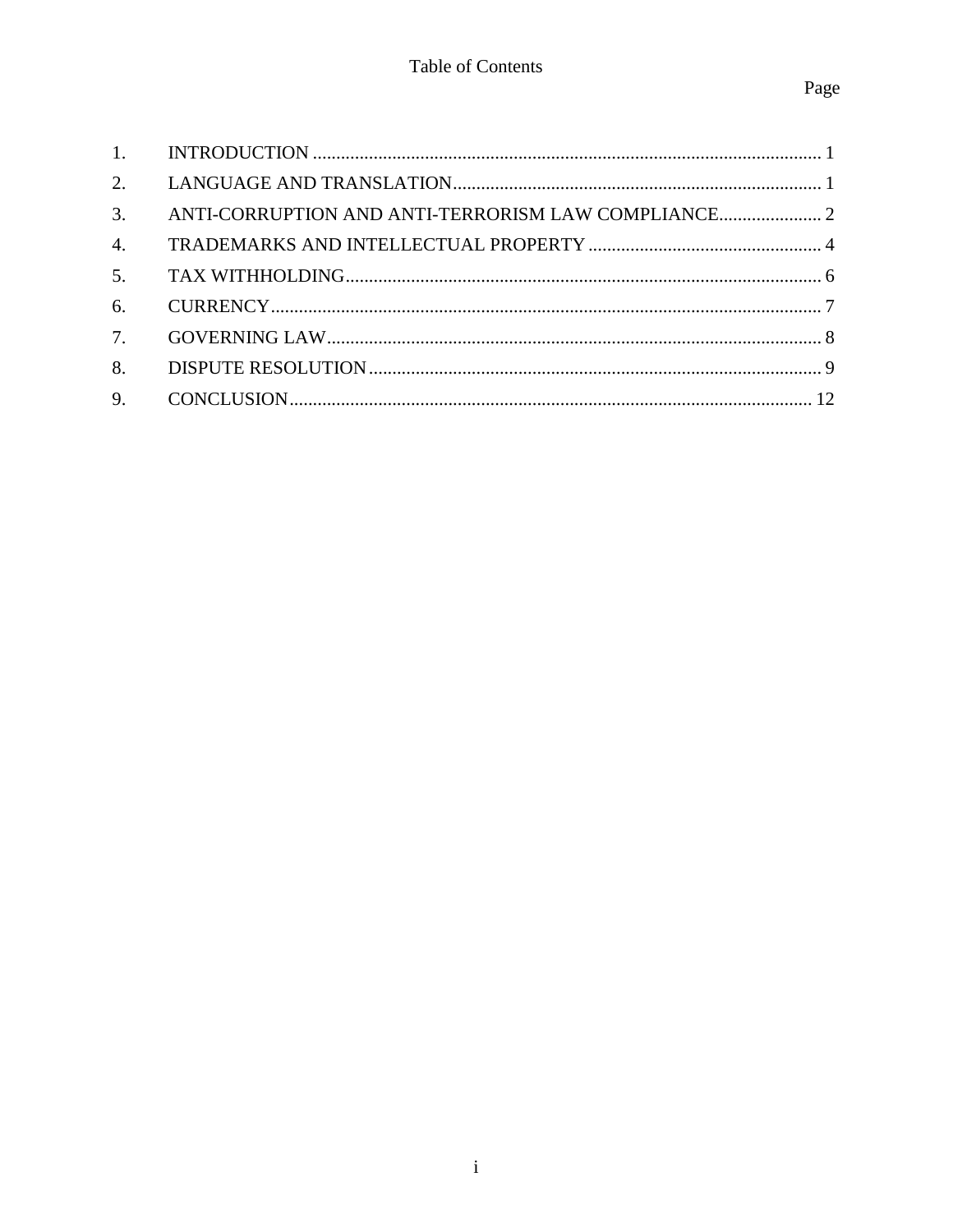# Table of Contents

| | | Page |
|---|---|---|
| 1. | INTRODUCTION | 1 |
| 2. | LANGUAGE AND TRANSLATION | 1 |
| 3. | ANTI-CORRUPTION AND ANTI-TERRORISM LAW COMPLIANCE | 2 |
| 4. | TRADEMARKS AND INTELLECTUAL PROPERTY | 4 |
| 5. | TAX WITHHOLDING | 6 |
| 6. | CURRENCY | 7 |
| 7. | GOVERNING LAW | 8 |
| 8. | DISPUTE RESOLUTION | 9 |
| 9. | CONCLUSION | 12 |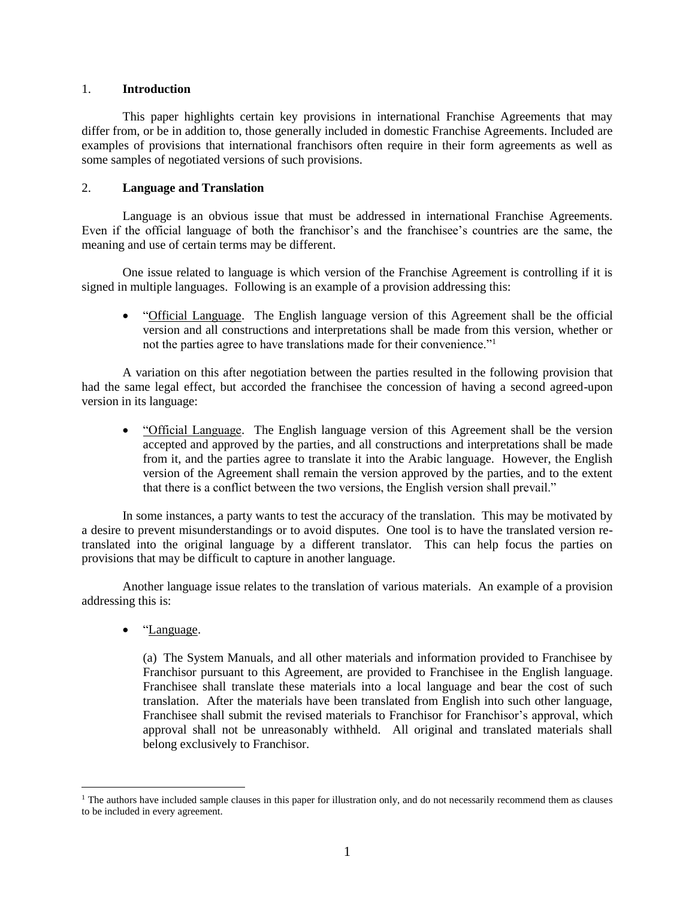## 1. **Introduction**

This paper highlights certain key provisions in international Franchise Agreements that may differ from, or be in addition to, those generally included in domestic Franchise Agreements. Included are examples of provisions that international franchisors often require in their form agreements as well as some samples of negotiated versions of such provisions.

## 2. **Language and Translation**

Language is an obvious issue that must be addressed in international Franchise Agreements. Even if the official language of both the franchisor's and the franchisee's countries are the same, the meaning and use of certain terms may be different.

One issue related to language is which version of the Franchise Agreement is controlling if it is signed in multiple languages. Following is an example of a provision addressing this:

- "Official Language. The English language version of this Agreement shall be the official version and all constructions and interpretations shall be made from this version, whether or not the parties agree to have translations made for their convenience."[1]

A variation on this after negotiation between the parties resulted in the following provision that had the same legal effect, but accorded the franchisee the concession of having a second agreed-upon version in its language:

- "Official Language. The English language version of this Agreement shall be the version accepted and approved by the parties, and all constructions and interpretations shall be made from it, and the parties agree to translate it into the Arabic language. However, the English version of the Agreement shall remain the version approved by the parties, and to the extent that there is a conflict between the two versions, the English version shall prevail."

In some instances, a party wants to test the accuracy of the translation. This may be motivated by a desire to prevent misunderstandings or to avoid disputes. One tool is to have the translated version re-translated into the original language by a different translator. This can help focus the parties on provisions that may be difficult to capture in another language.

Another language issue relates to the translation of various materials. An example of a provision addressing this is:

- "Language.

  (a) The System Manuals, and all other materials and information provided to Franchisee by Franchisor pursuant to this Agreement, are provided to Franchisee in the English language. Franchisee shall translate these materials into a local language and bear the cost of such translation. After the materials have been translated from English into such other language, Franchisee shall submit the revised materials to Franchisor for Franchisor's approval, which approval shall not be unreasonably withheld. All original and translated materials shall belong exclusively to Franchisor.

---

[1] The authors have included sample clauses in this paper for illustration only, and do not necessarily recommend them as clauses to be included in every agreement.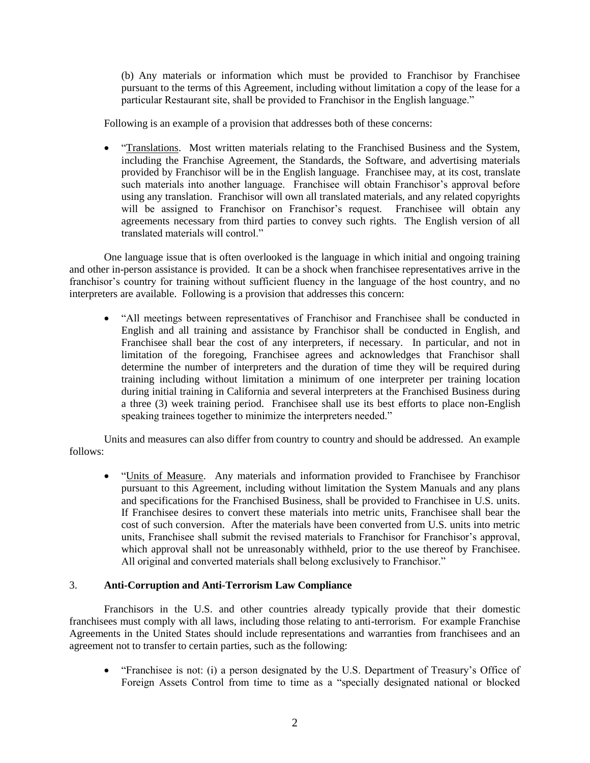(b) Any materials or information which must be provided to Franchisor by Franchisee pursuant to the terms of this Agreement, including without limitation a copy of the lease for a particular Restaurant site, shall be provided to Franchisor in the English language."

Following is an example of a provision that addresses both of these concerns:

- "Translations. Most written materials relating to the Franchised Business and the System, including the Franchise Agreement, the Standards, the Software, and advertising materials provided by Franchisor will be in the English language. Franchisee may, at its cost, translate such materials into another language. Franchisee will obtain Franchisor's approval before using any translation. Franchisor will own all translated materials, and any related copyrights will be assigned to Franchisor on Franchisor's request. Franchisee will obtain any agreements necessary from third parties to convey such rights. The English version of all translated materials will control."

One language issue that is often overlooked is the language in which initial and ongoing training and other in-person assistance is provided. It can be a shock when franchisee representatives arrive in the franchisor's country for training without sufficient fluency in the language of the host country, and no interpreters are available. Following is a provision that addresses this concern:

- "All meetings between representatives of Franchisor and Franchisee shall be conducted in English and all training and assistance by Franchisor shall be conducted in English, and Franchisee shall bear the cost of any interpreters, if necessary. In particular, and not in limitation of the foregoing, Franchisee agrees and acknowledges that Franchisor shall determine the number of interpreters and the duration of time they will be required during training including without limitation a minimum of one interpreter per training location during initial training in California and several interpreters at the Franchised Business during a three (3) week training period. Franchisee shall use its best efforts to place non-English speaking trainees together to minimize the interpreters needed."

Units and measures can also differ from country to country and should be addressed. An example follows:

- "Units of Measure. Any materials and information provided to Franchisee by Franchisor pursuant to this Agreement, including without limitation the System Manuals and any plans and specifications for the Franchised Business, shall be provided to Franchisee in U.S. units. If Franchisee desires to convert these materials into metric units, Franchisee shall bear the cost of such conversion. After the materials have been converted from U.S. units into metric units, Franchisee shall submit the revised materials to Franchisor for Franchisor's approval, which approval shall not be unreasonably withheld, prior to the use thereof by Franchisee. All original and converted materials shall belong exclusively to Franchisor."

## 3. Anti-Corruption and Anti-Terrorism Law Compliance

Franchisors in the U.S. and other countries already typically provide that their domestic franchisees must comply with all laws, including those relating to anti-terrorism. For example Franchise Agreements in the United States should include representations and warranties from franchisees and an agreement not to transfer to certain parties, such as the following:

- "Franchisee is not: (i) a person designated by the U.S. Department of Treasury's Office of Foreign Assets Control from time to time as a "specially designated national or blocked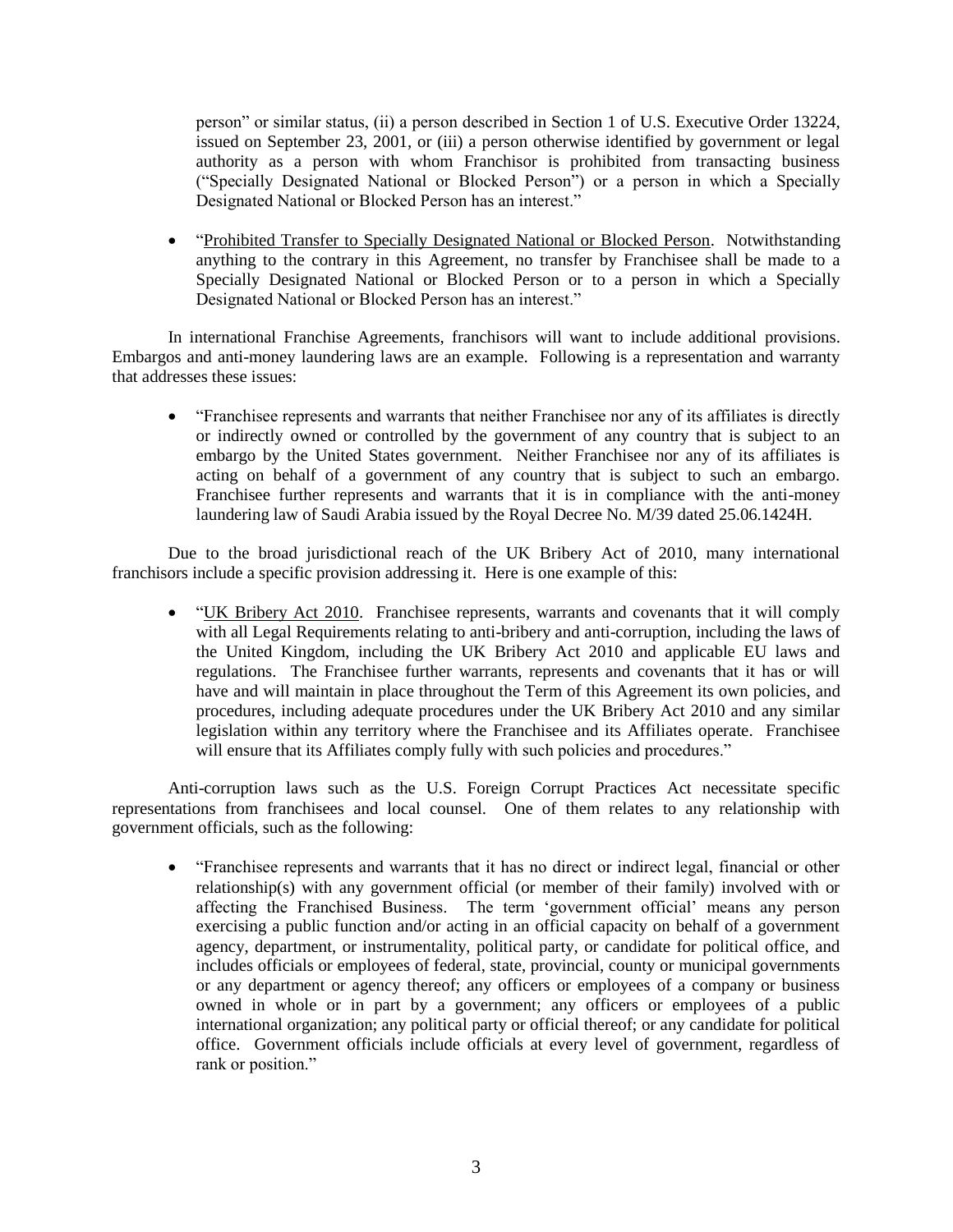person" or similar status, (ii) a person described in Section 1 of U.S. Executive Order 13224, issued on September 23, 2001, or (iii) a person otherwise identified by government or legal authority as a person with whom Franchisor is prohibited from transacting business ("Specially Designated National or Blocked Person") or a person in which a Specially Designated National or Blocked Person has an interest."

- "Prohibited Transfer to Specially Designated National or Blocked Person. Notwithstanding anything to the contrary in this Agreement, no transfer by Franchisee shall be made to a Specially Designated National or Blocked Person or to a person in which a Specially Designated National or Blocked Person has an interest."

In international Franchise Agreements, franchisors will want to include additional provisions. Embargos and anti-money laundering laws are an example. Following is a representation and warranty that addresses these issues:

- "Franchisee represents and warrants that neither Franchisee nor any of its affiliates is directly or indirectly owned or controlled by the government of any country that is subject to an embargo by the United States government. Neither Franchisee nor any of its affiliates is acting on behalf of a government of any country that is subject to such an embargo. Franchisee further represents and warrants that it is in compliance with the anti-money laundering law of Saudi Arabia issued by the Royal Decree No. M/39 dated 25.06.1424H.

Due to the broad jurisdictional reach of the UK Bribery Act of 2010, many international franchisors include a specific provision addressing it. Here is one example of this:

- "UK Bribery Act 2010. Franchisee represents, warrants and covenants that it will comply with all Legal Requirements relating to anti-bribery and anti-corruption, including the laws of the United Kingdom, including the UK Bribery Act 2010 and applicable EU laws and regulations. The Franchisee further warrants, represents and covenants that it has or will have and will maintain in place throughout the Term of this Agreement its own policies, and procedures, including adequate procedures under the UK Bribery Act 2010 and any similar legislation within any territory where the Franchisee and its Affiliates operate. Franchisee will ensure that its Affiliates comply fully with such policies and procedures."

Anti-corruption laws such as the U.S. Foreign Corrupt Practices Act necessitate specific representations from franchisees and local counsel. One of them relates to any relationship with government officials, such as the following:

- "Franchisee represents and warrants that it has no direct or indirect legal, financial or other relationship(s) with any government official (or member of their family) involved with or affecting the Franchised Business. The term 'government official' means any person exercising a public function and/or acting in an official capacity on behalf of a government agency, department, or instrumentality, political party, or candidate for political office, and includes officials or employees of federal, state, provincial, county or municipal governments or any department or agency thereof; any officers or employees of a company or business owned in whole or in part by a government; any officers or employees of a public international organization; any political party or official thereof; or any candidate for political office. Government officials include officials at every level of government, regardless of rank or position."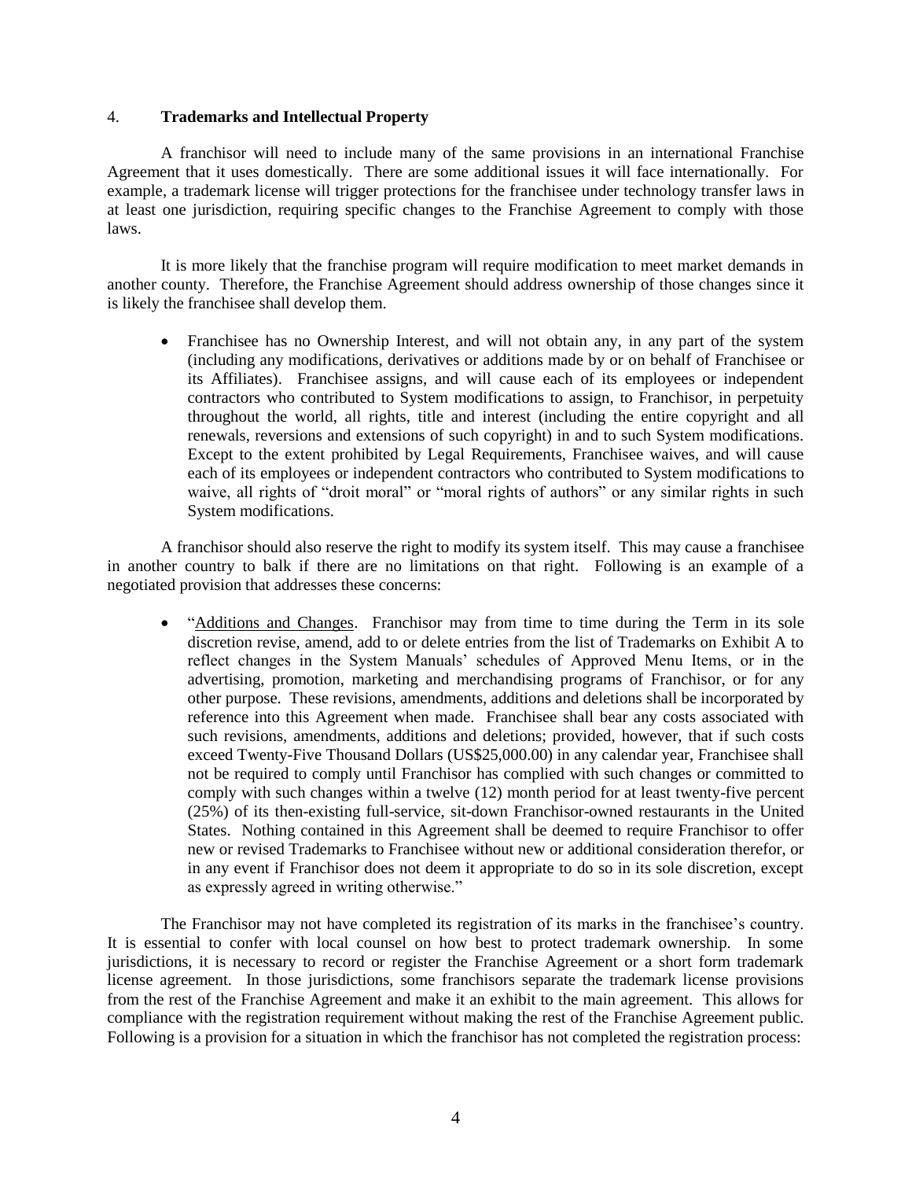## 4. **Trademarks and Intellectual Property**

A franchisor will need to include many of the same provisions in an international Franchise Agreement that it uses domestically. There are some additional issues it will face internationally. For example, a trademark license will trigger protections for the franchisee under technology transfer laws in at least one jurisdiction, requiring specific changes to the Franchise Agreement to comply with those laws.

It is more likely that the franchise program will require modification to meet market demands in another county. Therefore, the Franchise Agreement should address ownership of those changes since it is likely the franchisee shall develop them.

- Franchisee has no Ownership Interest, and will not obtain any, in any part of the system (including any modifications, derivatives or additions made by or on behalf of Franchisee or its Affiliates). Franchisee assigns, and will cause each of its employees or independent contractors who contributed to System modifications to assign, to Franchisor, in perpetuity throughout the world, all rights, title and interest (including the entire copyright and all renewals, reversions and extensions of such copyright) in and to such System modifications. Except to the extent prohibited by Legal Requirements, Franchisee waives, and will cause each of its employees or independent contractors who contributed to System modifications to waive, all rights of "droit moral" or "moral rights of authors" or any similar rights in such System modifications.

A franchisor should also reserve the right to modify its system itself. This may cause a franchisee in another country to balk if there are no limitations on that right. Following is an example of a negotiated provision that addresses these concerns:

- "Additions and Changes. Franchisor may from time to time during the Term in its sole discretion revise, amend, add to or delete entries from the list of Trademarks on Exhibit A to reflect changes in the System Manuals' schedules of Approved Menu Items, or in the advertising, promotion, marketing and merchandising programs of Franchisor, or for any other purpose. These revisions, amendments, additions and deletions shall be incorporated by reference into this Agreement when made. Franchisee shall bear any costs associated with such revisions, amendments, additions and deletions; provided, however, that if such costs exceed Twenty-Five Thousand Dollars (US$25,000.00) in any calendar year, Franchisee shall not be required to comply until Franchisor has complied with such changes or committed to comply with such changes within a twelve (12) month period for at least twenty-five percent (25%) of its then-existing full-service, sit-down Franchisor-owned restaurants in the United States. Nothing contained in this Agreement shall be deemed to require Franchisor to offer new or revised Trademarks to Franchisee without new or additional consideration therefor, or in any event if Franchisor does not deem it appropriate to do so in its sole discretion, except as expressly agreed in writing otherwise."

The Franchisor may not have completed its registration of its marks in the franchisee's country. It is essential to confer with local counsel on how best to protect trademark ownership. In some jurisdictions, it is necessary to record or register the Franchise Agreement or a short form trademark license agreement. In those jurisdictions, some franchisors separate the trademark license provisions from the rest of the Franchise Agreement and make it an exhibit to the main agreement. This allows for compliance with the registration requirement without making the rest of the Franchise Agreement public. Following is a provision for a situation in which the franchisor has not completed the registration process: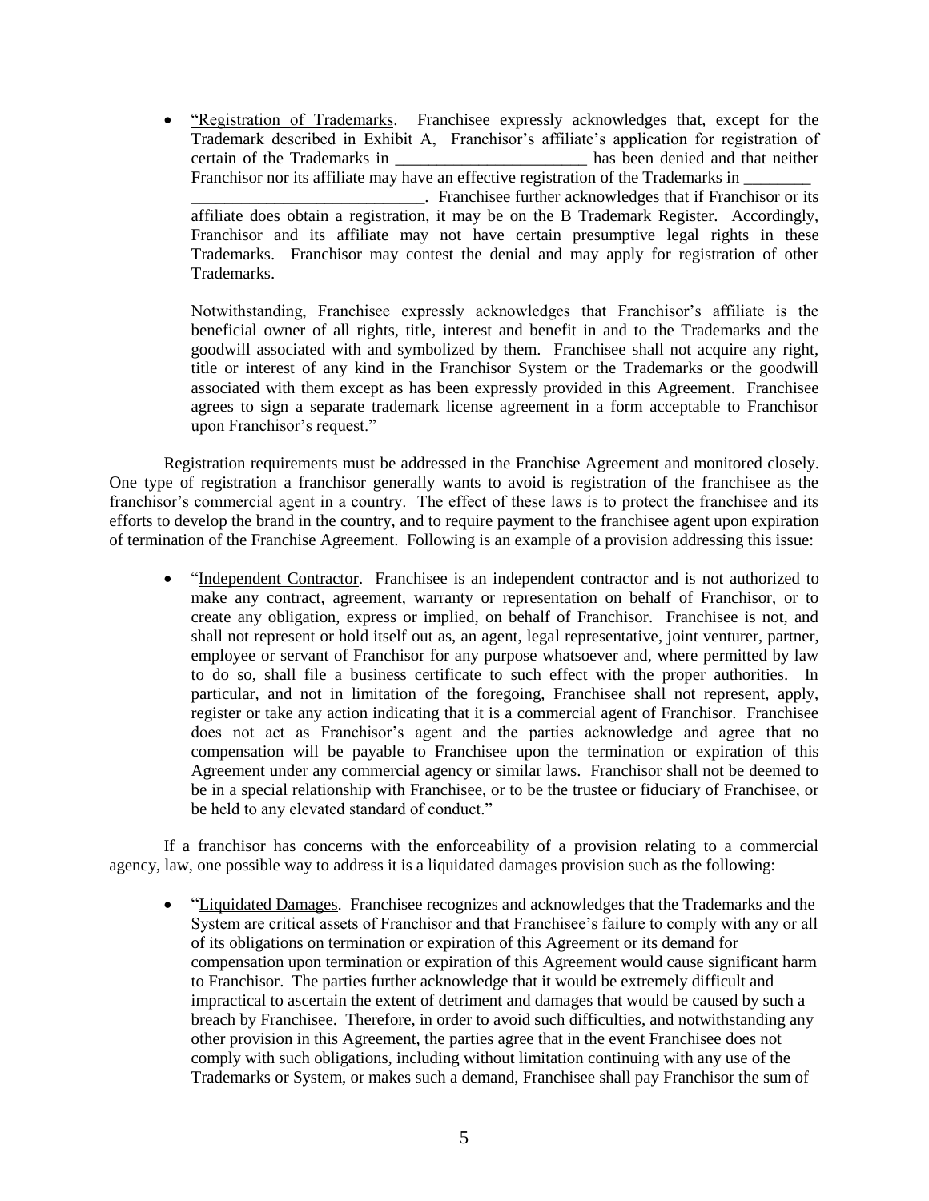- "Registration of Trademarks. Franchisee expressly acknowledges that, except for the Trademark described in Exhibit A, Franchisor's affiliate's application for registration of certain of the Trademarks in _______________________ has been denied and that neither Franchisor nor its affiliate may have an effective registration of the Trademarks in ________ ____________________________. Franchisee further acknowledges that if Franchisor or its affiliate does obtain a registration, it may be on the B Trademark Register. Accordingly, Franchisor and its affiliate may not have certain presumptive legal rights in these Trademarks. Franchisor may contest the denial and may apply for registration of other Trademarks.

  Notwithstanding, Franchisee expressly acknowledges that Franchisor's affiliate is the beneficial owner of all rights, title, interest and benefit in and to the Trademarks and the goodwill associated with and symbolized by them. Franchisee shall not acquire any right, title or interest of any kind in the Franchisor System or the Trademarks or the goodwill associated with them except as has been expressly provided in this Agreement. Franchisee agrees to sign a separate trademark license agreement in a form acceptable to Franchisor upon Franchisor's request."

Registration requirements must be addressed in the Franchise Agreement and monitored closely. One type of registration a franchisor generally wants to avoid is registration of the franchisee as the franchisor's commercial agent in a country. The effect of these laws is to protect the franchisee and its efforts to develop the brand in the country, and to require payment to the franchisee agent upon expiration of termination of the Franchise Agreement. Following is an example of a provision addressing this issue:

- "Independent Contractor. Franchisee is an independent contractor and is not authorized to make any contract, agreement, warranty or representation on behalf of Franchisor, or to create any obligation, express or implied, on behalf of Franchisor. Franchisee is not, and shall not represent or hold itself out as, an agent, legal representative, joint venturer, partner, employee or servant of Franchisor for any purpose whatsoever and, where permitted by law to do so, shall file a business certificate to such effect with the proper authorities. In particular, and not in limitation of the foregoing, Franchisee shall not represent, apply, register or take any action indicating that it is a commercial agent of Franchisor. Franchisee does not act as Franchisor's agent and the parties acknowledge and agree that no compensation will be payable to Franchisee upon the termination or expiration of this Agreement under any commercial agency or similar laws. Franchisor shall not be deemed to be in a special relationship with Franchisee, or to be the trustee or fiduciary of Franchisee, or be held to any elevated standard of conduct."

If a franchisor has concerns with the enforceability of a provision relating to a commercial agency, law, one possible way to address it is a liquidated damages provision such as the following:

- "Liquidated Damages. Franchisee recognizes and acknowledges that the Trademarks and the System are critical assets of Franchisor and that Franchisee's failure to comply with any or all of its obligations on termination or expiration of this Agreement or its demand for compensation upon termination or expiration of this Agreement would cause significant harm to Franchisor. The parties further acknowledge that it would be extremely difficult and impractical to ascertain the extent of detriment and damages that would be caused by such a breach by Franchisee. Therefore, in order to avoid such difficulties, and notwithstanding any other provision in this Agreement, the parties agree that in the event Franchisee does not comply with such obligations, including without limitation continuing with any use of the Trademarks or System, or makes such a demand, Franchisee shall pay Franchisor the sum of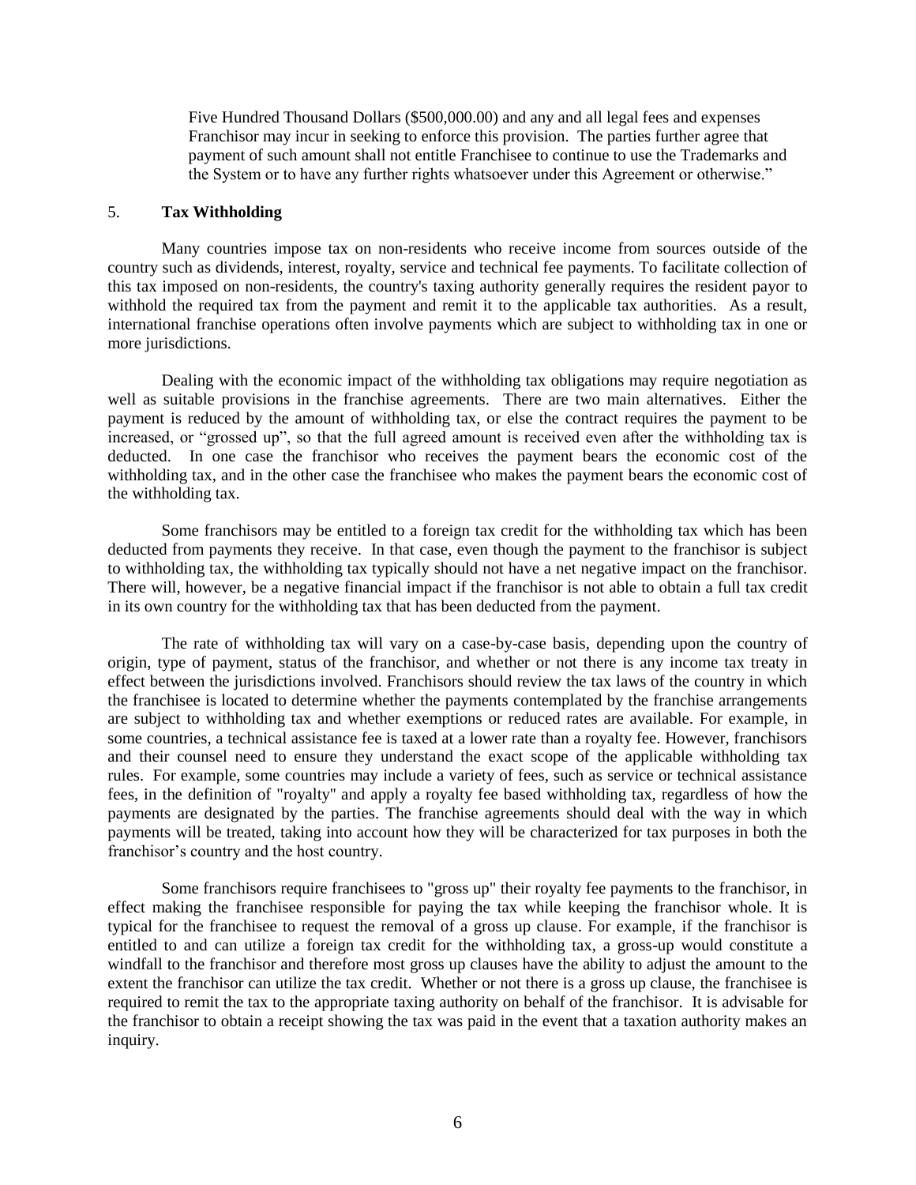> Five Hundred Thousand Dollars ($500,000.00) and any and all legal fees and expenses Franchisor may incur in seeking to enforce this provision. The parties further agree that payment of such amount shall not entitle Franchisee to continue to use the Trademarks and the System or to have any further rights whatsoever under this Agreement or otherwise."

## 5. **Tax Withholding**

Many countries impose tax on non-residents who receive income from sources outside of the country such as dividends, interest, royalty, service and technical fee payments. To facilitate collection of this tax imposed on non-residents, the country's taxing authority generally requires the resident payor to withhold the required tax from the payment and remit it to the applicable tax authorities. As a result, international franchise operations often involve payments which are subject to withholding tax in one or more jurisdictions.

Dealing with the economic impact of the withholding tax obligations may require negotiation as well as suitable provisions in the franchise agreements. There are two main alternatives. Either the payment is reduced by the amount of withholding tax, or else the contract requires the payment to be increased, or "grossed up", so that the full agreed amount is received even after the withholding tax is deducted. In one case the franchisor who receives the payment bears the economic cost of the withholding tax, and in the other case the franchisee who makes the payment bears the economic cost of the withholding tax.

Some franchisors may be entitled to a foreign tax credit for the withholding tax which has been deducted from payments they receive. In that case, even though the payment to the franchisor is subject to withholding tax, the withholding tax typically should not have a net negative impact on the franchisor. There will, however, be a negative financial impact if the franchisor is not able to obtain a full tax credit in its own country for the withholding tax that has been deducted from the payment.

The rate of withholding tax will vary on a case-by-case basis, depending upon the country of origin, type of payment, status of the franchisor, and whether or not there is any income tax treaty in effect between the jurisdictions involved. Franchisors should review the tax laws of the country in which the franchisee is located to determine whether the payments contemplated by the franchise arrangements are subject to withholding tax and whether exemptions or reduced rates are available. For example, in some countries, a technical assistance fee is taxed at a lower rate than a royalty fee. However, franchisors and their counsel need to ensure they understand the exact scope of the applicable withholding tax rules. For example, some countries may include a variety of fees, such as service or technical assistance fees, in the definition of "royalty" and apply a royalty fee based withholding tax, regardless of how the payments are designated by the parties. The franchise agreements should deal with the way in which payments will be treated, taking into account how they will be characterized for tax purposes in both the franchisor's country and the host country.

Some franchisors require franchisees to "gross up" their royalty fee payments to the franchisor, in effect making the franchisee responsible for paying the tax while keeping the franchisor whole. It is typical for the franchisee to request the removal of a gross up clause. For example, if the franchisor is entitled to and can utilize a foreign tax credit for the withholding tax, a gross-up would constitute a windfall to the franchisor and therefore most gross up clauses have the ability to adjust the amount to the extent the franchisor can utilize the tax credit. Whether or not there is a gross up clause, the franchisee is required to remit the tax to the appropriate taxing authority on behalf of the franchisor. It is advisable for the franchisor to obtain a receipt showing the tax was paid in the event that a taxation authority makes an inquiry.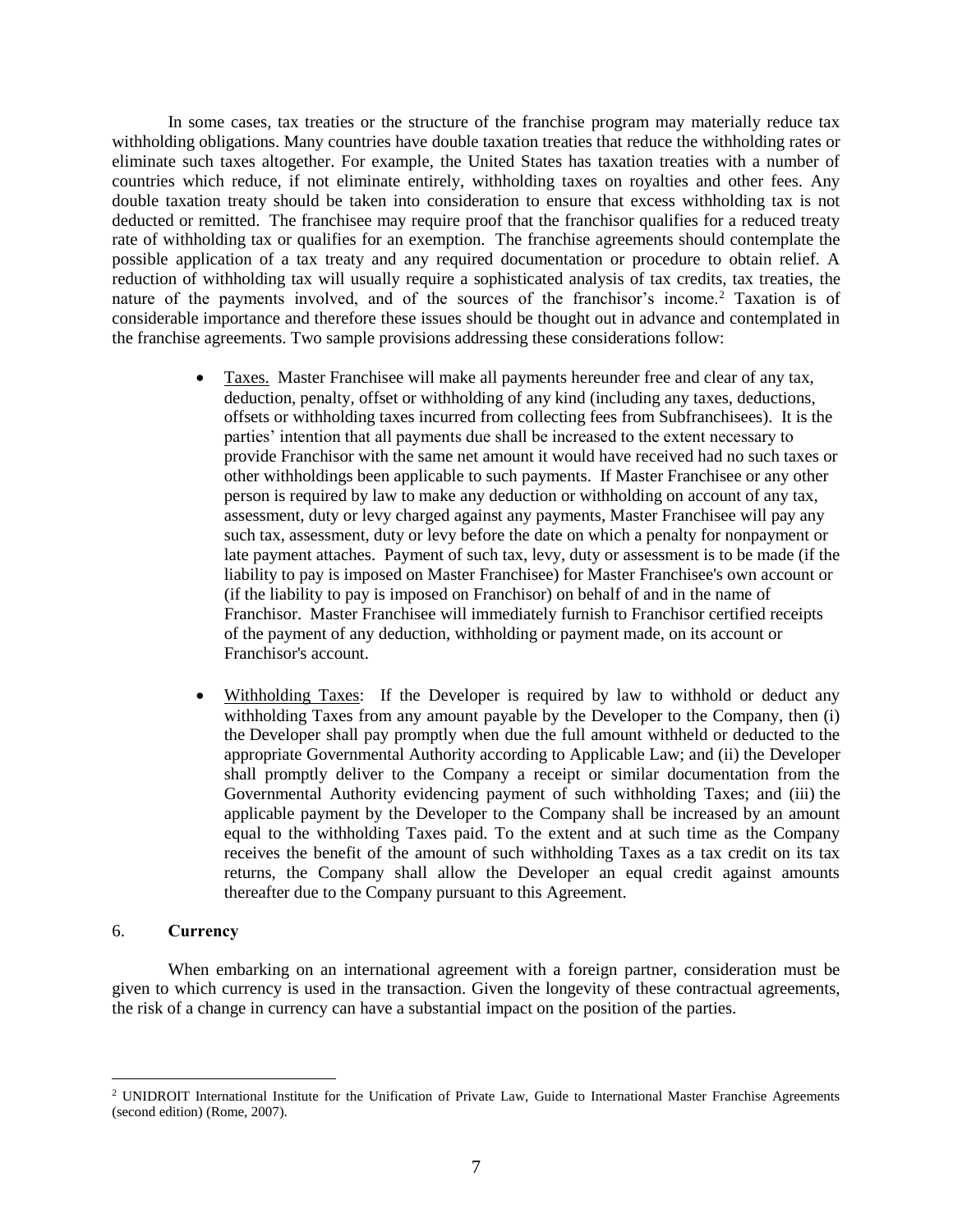In some cases, tax treaties or the structure of the franchise program may materially reduce tax withholding obligations. Many countries have double taxation treaties that reduce the withholding rates or eliminate such taxes altogether. For example, the United States has taxation treaties with a number of countries which reduce, if not eliminate entirely, withholding taxes on royalties and other fees. Any double taxation treaty should be taken into consideration to ensure that excess withholding tax is not deducted or remitted. The franchisee may require proof that the franchisor qualifies for a reduced treaty rate of withholding tax or qualifies for an exemption. The franchise agreements should contemplate the possible application of a tax treaty and any required documentation or procedure to obtain relief. A reduction of withholding tax will usually require a sophisticated analysis of tax credits, tax treaties, the nature of the payments involved, and of the sources of the franchisor's income.[2] Taxation is of considerable importance and therefore these issues should be thought out in advance and contemplated in the franchise agreements. Two sample provisions addressing these considerations follow:

- Taxes. Master Franchisee will make all payments hereunder free and clear of any tax, deduction, penalty, offset or withholding of any kind (including any taxes, deductions, offsets or withholding taxes incurred from collecting fees from Subfranchisees). It is the parties' intention that all payments due shall be increased to the extent necessary to provide Franchisor with the same net amount it would have received had no such taxes or other withholdings been applicable to such payments. If Master Franchisee or any other person is required by law to make any deduction or withholding on account of any tax, assessment, duty or levy charged against any payments, Master Franchisee will pay any such tax, assessment, duty or levy before the date on which a penalty for nonpayment or late payment attaches. Payment of such tax, levy, duty or assessment is to be made (if the liability to pay is imposed on Master Franchisee) for Master Franchisee's own account or (if the liability to pay is imposed on Franchisor) on behalf of and in the name of Franchisor. Master Franchisee will immediately furnish to Franchisor certified receipts of the payment of any deduction, withholding or payment made, on its account or Franchisor's account.

- Withholding Taxes: If the Developer is required by law to withhold or deduct any withholding Taxes from any amount payable by the Developer to the Company, then (i) the Developer shall pay promptly when due the full amount withheld or deducted to the appropriate Governmental Authority according to Applicable Law; and (ii) the Developer shall promptly deliver to the Company a receipt or similar documentation from the Governmental Authority evidencing payment of such withholding Taxes; and (iii) the applicable payment by the Developer to the Company shall be increased by an amount equal to the withholding Taxes paid. To the extent and at such time as the Company receives the benefit of the amount of such withholding Taxes as a tax credit on its tax returns, the Company shall allow the Developer an equal credit against amounts thereafter due to the Company pursuant to this Agreement.

## 6. **Currency**

When embarking on an international agreement with a foreign partner, consideration must be given to which currency is used in the transaction. Given the longevity of these contractual agreements, the risk of a change in currency can have a substantial impact on the position of the parties.

[2] UNIDROIT International Institute for the Unification of Private Law, Guide to International Master Franchise Agreements (second edition) (Rome, 2007).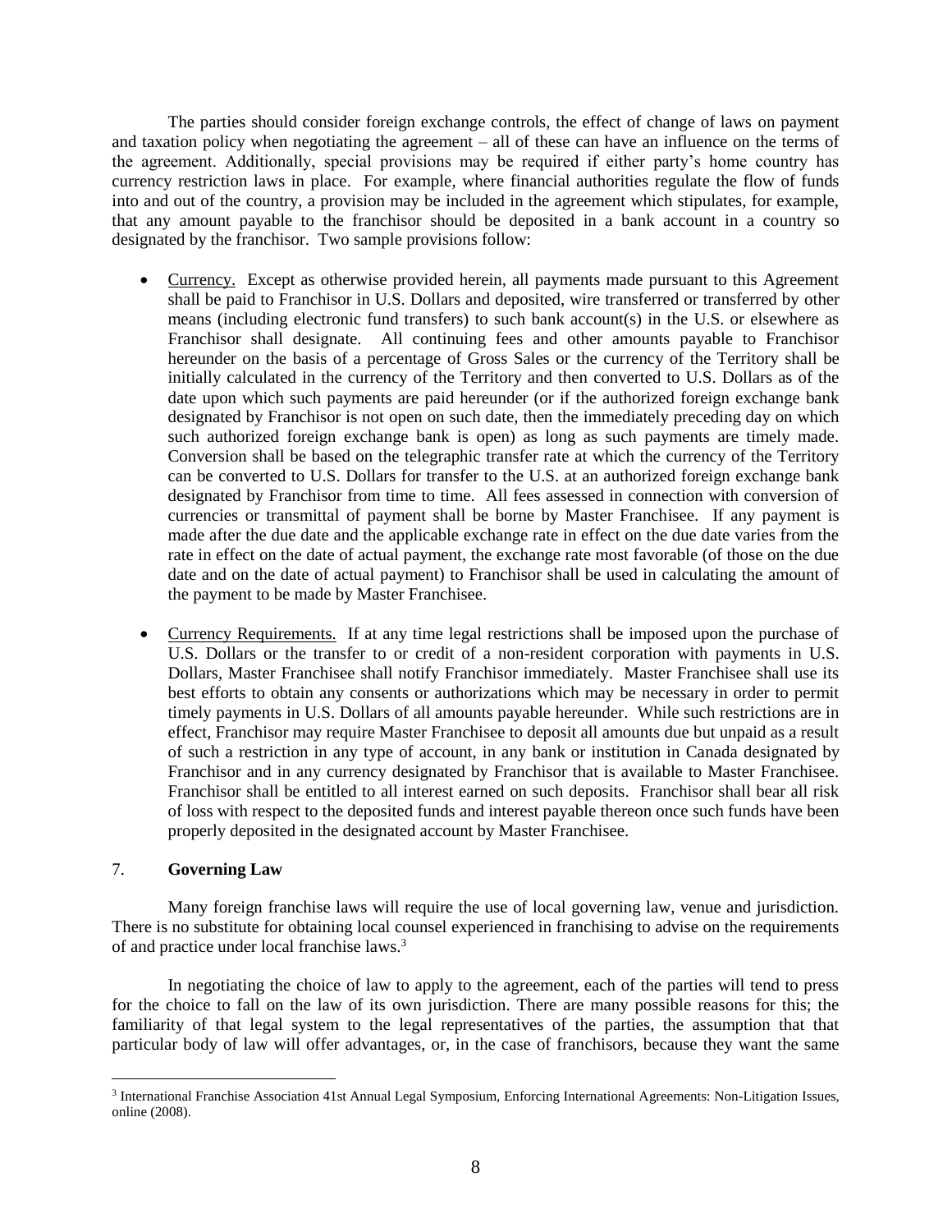The parties should consider foreign exchange controls, the effect of change of laws on payment and taxation policy when negotiating the agreement – all of these can have an influence on the terms of the agreement. Additionally, special provisions may be required if either party's home country has currency restriction laws in place. For example, where financial authorities regulate the flow of funds into and out of the country, a provision may be included in the agreement which stipulates, for example, that any amount payable to the franchisor should be deposited in a bank account in a country so designated by the franchisor. Two sample provisions follow:

- <u>Currency.</u> Except as otherwise provided herein, all payments made pursuant to this Agreement shall be paid to Franchisor in U.S. Dollars and deposited, wire transferred or transferred by other means (including electronic fund transfers) to such bank account(s) in the U.S. or elsewhere as Franchisor shall designate. All continuing fees and other amounts payable to Franchisor hereunder on the basis of a percentage of Gross Sales or the currency of the Territory shall be initially calculated in the currency of the Territory and then converted to U.S. Dollars as of the date upon which such payments are paid hereunder (or if the authorized foreign exchange bank designated by Franchisor is not open on such date, then the immediately preceding day on which such authorized foreign exchange bank is open) as long as such payments are timely made. Conversion shall be based on the telegraphic transfer rate at which the currency of the Territory can be converted to U.S. Dollars for transfer to the U.S. at an authorized foreign exchange bank designated by Franchisor from time to time. All fees assessed in connection with conversion of currencies or transmittal of payment shall be borne by Master Franchisee. If any payment is made after the due date and the applicable exchange rate in effect on the due date varies from the rate in effect on the date of actual payment, the exchange rate most favorable (of those on the due date and on the date of actual payment) to Franchisor shall be used in calculating the amount of the payment to be made by Master Franchisee.

- <u>Currency Requirements.</u> If at any time legal restrictions shall be imposed upon the purchase of U.S. Dollars or the transfer to or credit of a non-resident corporation with payments in U.S. Dollars, Master Franchisee shall notify Franchisor immediately. Master Franchisee shall use its best efforts to obtain any consents or authorizations which may be necessary in order to permit timely payments in U.S. Dollars of all amounts payable hereunder. While such restrictions are in effect, Franchisor may require Master Franchisee to deposit all amounts due but unpaid as a result of such a restriction in any type of account, in any bank or institution in Canada designated by Franchisor and in any currency designated by Franchisor that is available to Master Franchisee. Franchisor shall be entitled to all interest earned on such deposits. Franchisor shall bear all risk of loss with respect to the deposited funds and interest payable thereon once such funds have been properly deposited in the designated account by Master Franchisee.

## 7. **Governing Law**

Many foreign franchise laws will require the use of local governing law, venue and jurisdiction. There is no substitute for obtaining local counsel experienced in franchising to advise on the requirements of and practice under local franchise laws.[3]

In negotiating the choice of law to apply to the agreement, each of the parties will tend to press for the choice to fall on the law of its own jurisdiction. There are many possible reasons for this; the familiarity of that legal system to the legal representatives of the parties, the assumption that that particular body of law will offer advantages, or, in the case of franchisors, because they want the same

[3] International Franchise Association 41st Annual Legal Symposium, Enforcing International Agreements: Non-Litigation Issues, online (2008).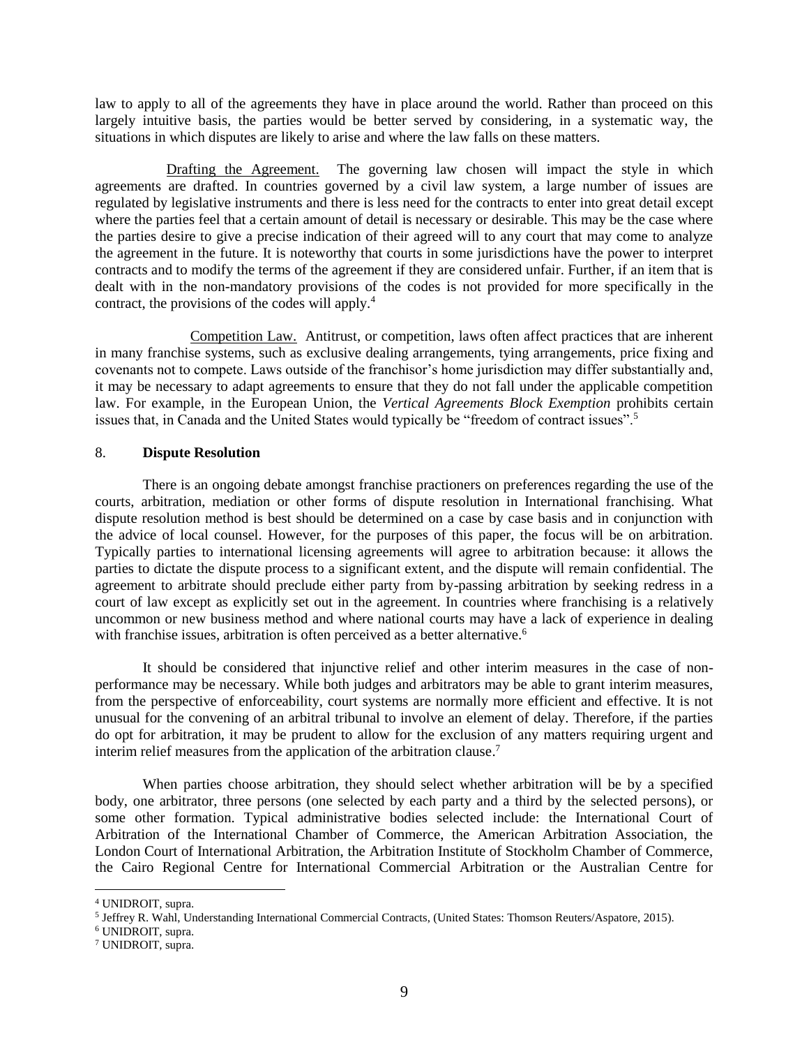law to apply to all of the agreements they have in place around the world. Rather than proceed on this largely intuitive basis, the parties would be better served by considering, in a systematic way, the situations in which disputes are likely to arise and where the law falls on these matters.

Drafting the Agreement. The governing law chosen will impact the style in which agreements are drafted. In countries governed by a civil law system, a large number of issues are regulated by legislative instruments and there is less need for the contracts to enter into great detail except where the parties feel that a certain amount of detail is necessary or desirable. This may be the case where the parties desire to give a precise indication of their agreed will to any court that may come to analyze the agreement in the future. It is noteworthy that courts in some jurisdictions have the power to interpret contracts and to modify the terms of the agreement if they are considered unfair. Further, if an item that is dealt with in the non-mandatory provisions of the codes is not provided for more specifically in the contract, the provisions of the codes will apply.[4]

Competition Law. Antitrust, or competition, laws often affect practices that are inherent in many franchise systems, such as exclusive dealing arrangements, tying arrangements, price fixing and covenants not to compete. Laws outside of the franchisor's home jurisdiction may differ substantially and, it may be necessary to adapt agreements to ensure that they do not fall under the applicable competition law. For example, in the European Union, the *Vertical Agreements Block Exemption* prohibits certain issues that, in Canada and the United States would typically be "freedom of contract issues".[5]

## 8. **Dispute Resolution**

There is an ongoing debate amongst franchise practioners on preferences regarding the use of the courts, arbitration, mediation or other forms of dispute resolution in International franchising. What dispute resolution method is best should be determined on a case by case basis and in conjunction with the advice of local counsel. However, for the purposes of this paper, the focus will be on arbitration. Typically parties to international licensing agreements will agree to arbitration because: it allows the parties to dictate the dispute process to a significant extent, and the dispute will remain confidential. The agreement to arbitrate should preclude either party from by-passing arbitration by seeking redress in a court of law except as explicitly set out in the agreement. In countries where franchising is a relatively uncommon or new business method and where national courts may have a lack of experience in dealing with franchise issues, arbitration is often perceived as a better alternative.[6]

It should be considered that injunctive relief and other interim measures in the case of non-performance may be necessary. While both judges and arbitrators may be able to grant interim measures, from the perspective of enforceability, court systems are normally more efficient and effective. It is not unusual for the convening of an arbitral tribunal to involve an element of delay. Therefore, if the parties do opt for arbitration, it may be prudent to allow for the exclusion of any matters requiring urgent and interim relief measures from the application of the arbitration clause.[7]

When parties choose arbitration, they should select whether arbitration will be by a specified body, one arbitrator, three persons (one selected by each party and a third by the selected persons), or some other formation. Typical administrative bodies selected include: the International Court of Arbitration of the International Chamber of Commerce, the American Arbitration Association, the London Court of International Arbitration, the Arbitration Institute of Stockholm Chamber of Commerce, the Cairo Regional Centre for International Commercial Arbitration or the Australian Centre for

---

[4] UNIDROIT, supra.

[5] Jeffrey R. Wahl, Understanding International Commercial Contracts, (United States: Thomson Reuters/Aspatore, 2015).

[6] UNIDROIT, supra.

[7] UNIDROIT, supra.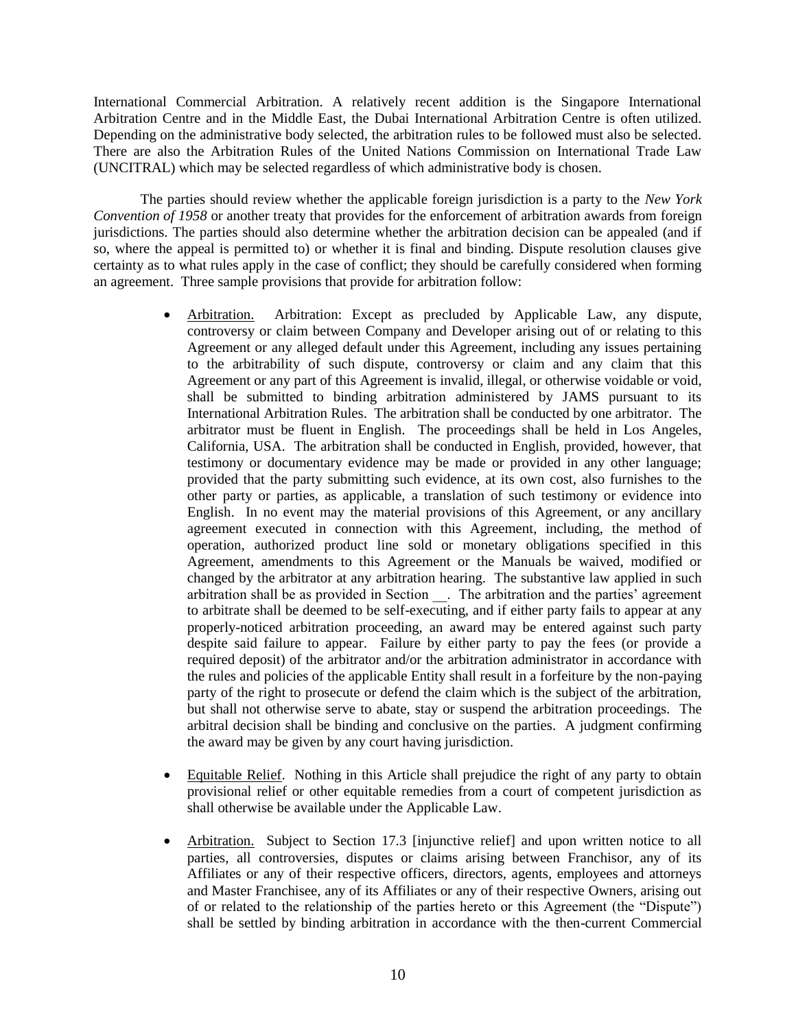International Commercial Arbitration. A relatively recent addition is the Singapore International Arbitration Centre and in the Middle East, the Dubai International Arbitration Centre is often utilized. Depending on the administrative body selected, the arbitration rules to be followed must also be selected. There are also the Arbitration Rules of the United Nations Commission on International Trade Law (UNCITRAL) which may be selected regardless of which administrative body is chosen.

The parties should review whether the applicable foreign jurisdiction is a party to the *New York Convention of 1958* or another treaty that provides for the enforcement of arbitration awards from foreign jurisdictions. The parties should also determine whether the arbitration decision can be appealed (and if so, where the appeal is permitted to) or whether it is final and binding. Dispute resolution clauses give certainty as to what rules apply in the case of conflict; they should be carefully considered when forming an agreement. Three sample provisions that provide for arbitration follow:

- Arbitration. Arbitration: Except as precluded by Applicable Law, any dispute, controversy or claim between Company and Developer arising out of or relating to this Agreement or any alleged default under this Agreement, including any issues pertaining to the arbitrability of such dispute, controversy or claim and any claim that this Agreement or any part of this Agreement is invalid, illegal, or otherwise voidable or void, shall be submitted to binding arbitration administered by JAMS pursuant to its International Arbitration Rules. The arbitration shall be conducted by one arbitrator. The arbitrator must be fluent in English. The proceedings shall be held in Los Angeles, California, USA. The arbitration shall be conducted in English, provided, however, that testimony or documentary evidence may be made or provided in any other language; provided that the party submitting such evidence, at its own cost, also furnishes to the other party or parties, as applicable, a translation of such testimony or evidence into English. In no event may the material provisions of this Agreement, or any ancillary agreement executed in connection with this Agreement, including, the method of operation, authorized product line sold or monetary obligations specified in this Agreement, amendments to this Agreement or the Manuals be waived, modified or changed by the arbitrator at any arbitration hearing. The substantive law applied in such arbitration shall be as provided in Section __. The arbitration and the parties' agreement to arbitrate shall be deemed to be self-executing, and if either party fails to appear at any properly-noticed arbitration proceeding, an award may be entered against such party despite said failure to appear. Failure by either party to pay the fees (or provide a required deposit) of the arbitrator and/or the arbitration administrator in accordance with the rules and policies of the applicable Entity shall result in a forfeiture by the non-paying party of the right to prosecute or defend the claim which is the subject of the arbitration, but shall not otherwise serve to abate, stay or suspend the arbitration proceedings. The arbitral decision shall be binding and conclusive on the parties. A judgment confirming the award may be given by any court having jurisdiction.

- Equitable Relief. Nothing in this Article shall prejudice the right of any party to obtain provisional relief or other equitable remedies from a court of competent jurisdiction as shall otherwise be available under the Applicable Law.

- Arbitration. Subject to Section 17.3 [injunctive relief] and upon written notice to all parties, all controversies, disputes or claims arising between Franchisor, any of its Affiliates or any of their respective officers, directors, agents, employees and attorneys and Master Franchisee, any of its Affiliates or any of their respective Owners, arising out of or related to the relationship of the parties hereto or this Agreement (the "Dispute") shall be settled by binding arbitration in accordance with the then-current Commercial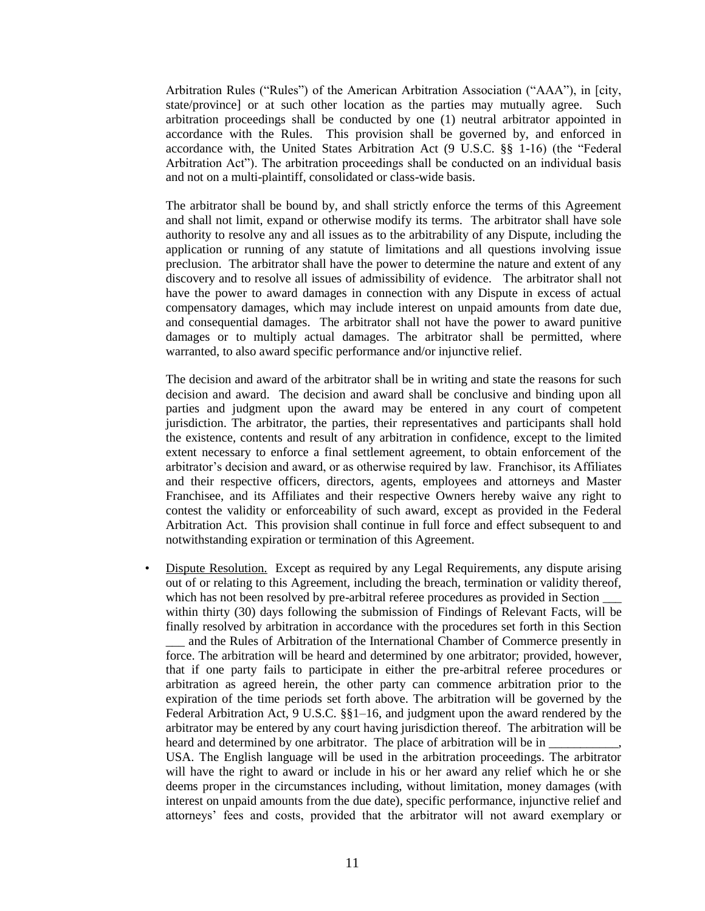Arbitration Rules ("Rules") of the American Arbitration Association ("AAA"), in [city, state/province] or at such other location as the parties may mutually agree. Such arbitration proceedings shall be conducted by one (1) neutral arbitrator appointed in accordance with the Rules. This provision shall be governed by, and enforced in accordance with, the United States Arbitration Act (9 U.S.C. §§ 1-16) (the "Federal Arbitration Act"). The arbitration proceedings shall be conducted on an individual basis and not on a multi-plaintiff, consolidated or class-wide basis.

The arbitrator shall be bound by, and shall strictly enforce the terms of this Agreement and shall not limit, expand or otherwise modify its terms. The arbitrator shall have sole authority to resolve any and all issues as to the arbitrability of any Dispute, including the application or running of any statute of limitations and all questions involving issue preclusion. The arbitrator shall have the power to determine the nature and extent of any discovery and to resolve all issues of admissibility of evidence. The arbitrator shall not have the power to award damages in connection with any Dispute in excess of actual compensatory damages, which may include interest on unpaid amounts from date due, and consequential damages. The arbitrator shall not have the power to award punitive damages or to multiply actual damages. The arbitrator shall be permitted, where warranted, to also award specific performance and/or injunctive relief.

The decision and award of the arbitrator shall be in writing and state the reasons for such decision and award. The decision and award shall be conclusive and binding upon all parties and judgment upon the award may be entered in any court of competent jurisdiction. The arbitrator, the parties, their representatives and participants shall hold the existence, contents and result of any arbitration in confidence, except to the limited extent necessary to enforce a final settlement agreement, to obtain enforcement of the arbitrator's decision and award, or as otherwise required by law. Franchisor, its Affiliates and their respective officers, directors, agents, employees and attorneys and Master Franchisee, and its Affiliates and their respective Owners hereby waive any right to contest the validity or enforceability of such award, except as provided in the Federal Arbitration Act. This provision shall continue in full force and effect subsequent to and notwithstanding expiration or termination of this Agreement.

- Dispute Resolution. Except as required by any Legal Requirements, any dispute arising out of or relating to this Agreement, including the breach, termination or validity thereof, which has not been resolved by pre-arbitral referee procedures as provided in Section ___ within thirty (30) days following the submission of Findings of Relevant Facts, will be finally resolved by arbitration in accordance with the procedures set forth in this Section ___ and the Rules of Arbitration of the International Chamber of Commerce presently in force. The arbitration will be heard and determined by one arbitrator; provided, however, that if one party fails to participate in either the pre-arbitral referee procedures or arbitration as agreed herein, the other party can commence arbitration prior to the expiration of the time periods set forth above. The arbitration will be governed by the Federal Arbitration Act, 9 U.S.C. §§1–16, and judgment upon the award rendered by the arbitrator may be entered by any court having jurisdiction thereof. The arbitration will be heard and determined by one arbitrator. The place of arbitration will be in ___________, USA. The English language will be used in the arbitration proceedings. The arbitrator will have the right to award or include in his or her award any relief which he or she deems proper in the circumstances including, without limitation, money damages (with interest on unpaid amounts from the due date), specific performance, injunctive relief and attorneys' fees and costs, provided that the arbitrator will not award exemplary or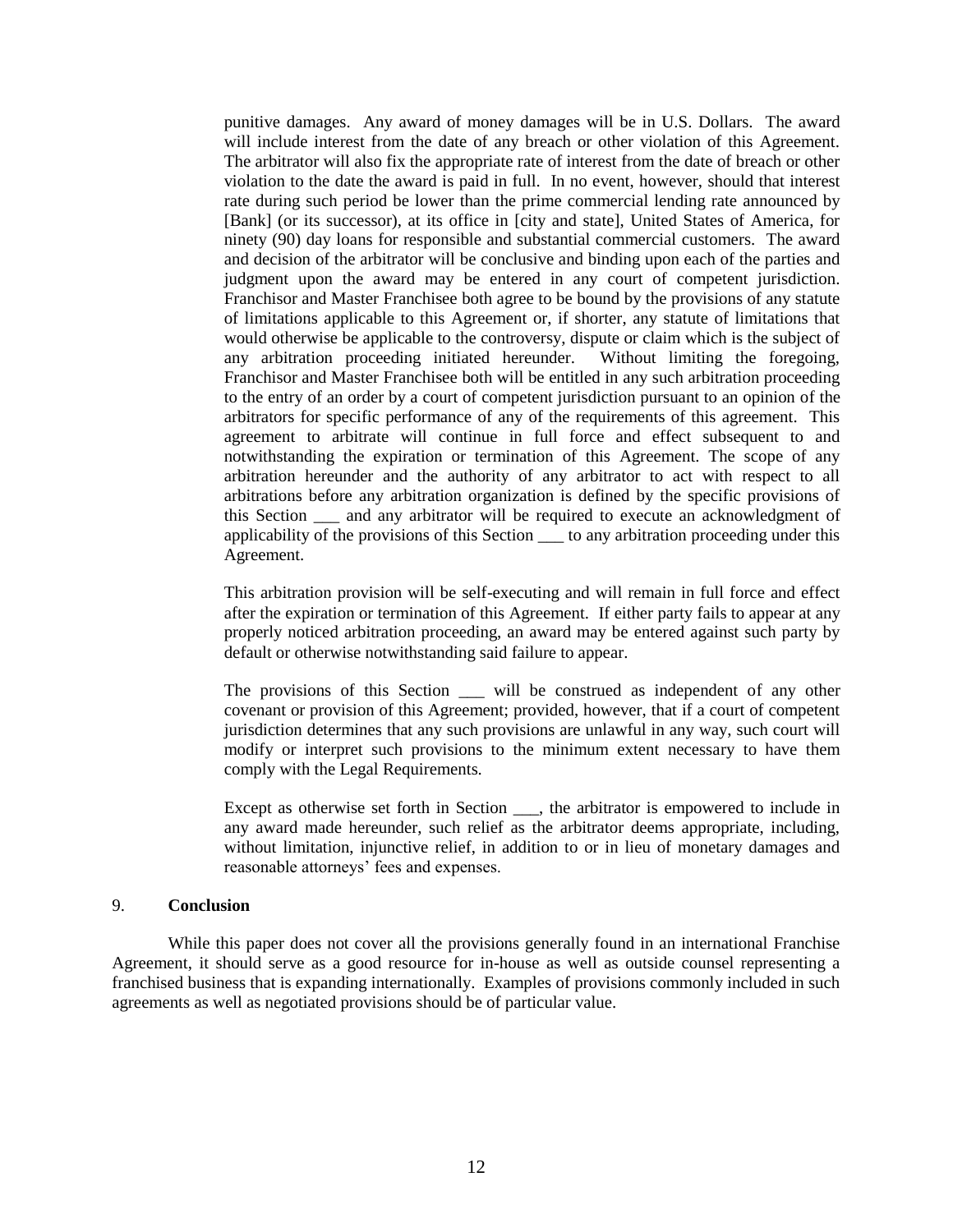punitive damages. Any award of money damages will be in U.S. Dollars. The award will include interest from the date of any breach or other violation of this Agreement. The arbitrator will also fix the appropriate rate of interest from the date of breach or other violation to the date the award is paid in full. In no event, however, should that interest rate during such period be lower than the prime commercial lending rate announced by [Bank] (or its successor), at its office in [city and state], United States of America, for ninety (90) day loans for responsible and substantial commercial customers. The award and decision of the arbitrator will be conclusive and binding upon each of the parties and judgment upon the award may be entered in any court of competent jurisdiction. Franchisor and Master Franchisee both agree to be bound by the provisions of any statute of limitations applicable to this Agreement or, if shorter, any statute of limitations that would otherwise be applicable to the controversy, dispute or claim which is the subject of any arbitration proceeding initiated hereunder. Without limiting the foregoing, Franchisor and Master Franchisee both will be entitled in any such arbitration proceeding to the entry of an order by a court of competent jurisdiction pursuant to an opinion of the arbitrators for specific performance of any of the requirements of this agreement. This agreement to arbitrate will continue in full force and effect subsequent to and notwithstanding the expiration or termination of this Agreement. The scope of any arbitration hereunder and the authority of any arbitrator to act with respect to all arbitrations before any arbitration organization is defined by the specific provisions of this Section ___ and any arbitrator will be required to execute an acknowledgment of applicability of the provisions of this Section ___ to any arbitration proceeding under this Agreement.

This arbitration provision will be self-executing and will remain in full force and effect after the expiration or termination of this Agreement. If either party fails to appear at any properly noticed arbitration proceeding, an award may be entered against such party by default or otherwise notwithstanding said failure to appear.

The provisions of this Section ___ will be construed as independent of any other covenant or provision of this Agreement; provided, however, that if a court of competent jurisdiction determines that any such provisions are unlawful in any way, such court will modify or interpret such provisions to the minimum extent necessary to have them comply with the Legal Requirements.

Except as otherwise set forth in Section ___, the arbitrator is empowered to include in any award made hereunder, such relief as the arbitrator deems appropriate, including, without limitation, injunctive relief, in addition to or in lieu of monetary damages and reasonable attorneys' fees and expenses.

## 9. **Conclusion**

While this paper does not cover all the provisions generally found in an international Franchise Agreement, it should serve as a good resource for in-house as well as outside counsel representing a franchised business that is expanding internationally. Examples of provisions commonly included in such agreements as well as negotiated provisions should be of particular value.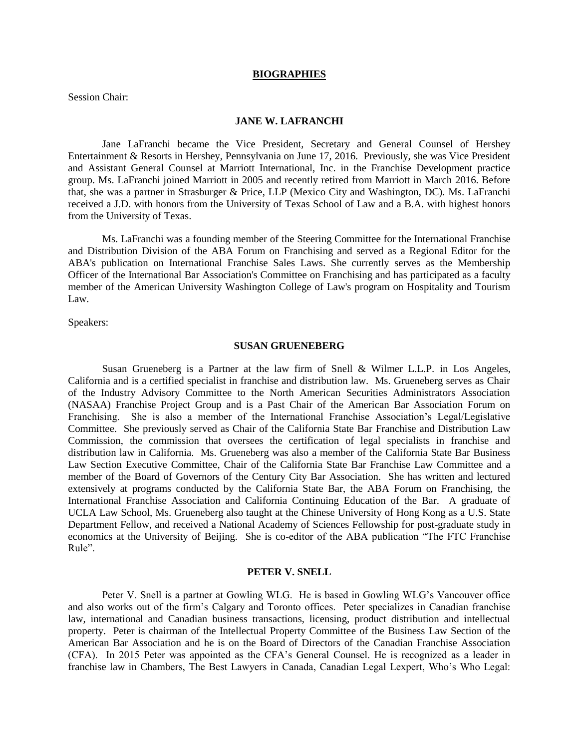# BIOGRAPHIES

Session Chair:

### JANE W. LAFRANCHI

Jane LaFranchi became the Vice President, Secretary and General Counsel of Hershey Entertainment & Resorts in Hershey, Pennsylvania on June 17, 2016. Previously, she was Vice President and Assistant General Counsel at Marriott International, Inc. in the Franchise Development practice group. Ms. LaFranchi joined Marriott in 2005 and recently retired from Marriott in March 2016. Before that, she was a partner in Strasburger & Price, LLP (Mexico City and Washington, DC). Ms. LaFranchi received a J.D. with honors from the University of Texas School of Law and a B.A. with highest honors from the University of Texas.

Ms. LaFranchi was a founding member of the Steering Committee for the International Franchise and Distribution Division of the ABA Forum on Franchising and served as a Regional Editor for the ABA's publication on International Franchise Sales Laws. She currently serves as the Membership Officer of the International Bar Association's Committee on Franchising and has participated as a faculty member of the American University Washington College of Law's program on Hospitality and Tourism Law.

Speakers:

### SUSAN GRUENEBERG

Susan Grueneberg is a Partner at the law firm of Snell & Wilmer L.L.P. in Los Angeles, California and is a certified specialist in franchise and distribution law. Ms. Grueneberg serves as Chair of the Industry Advisory Committee to the North American Securities Administrators Association (NASAA) Franchise Project Group and is a Past Chair of the American Bar Association Forum on Franchising. She is also a member of the International Franchise Association's Legal/Legislative Committee. She previously served as Chair of the California State Bar Franchise and Distribution Law Commission, the commission that oversees the certification of legal specialists in franchise and distribution law in California. Ms. Grueneberg was also a member of the California State Bar Business Law Section Executive Committee, Chair of the California State Bar Franchise Law Committee and a member of the Board of Governors of the Century City Bar Association. She has written and lectured extensively at programs conducted by the California State Bar, the ABA Forum on Franchising, the International Franchise Association and California Continuing Education of the Bar. A graduate of UCLA Law School, Ms. Grueneberg also taught at the Chinese University of Hong Kong as a U.S. State Department Fellow, and received a National Academy of Sciences Fellowship for post-graduate study in economics at the University of Beijing. She is co-editor of the ABA publication "The FTC Franchise Rule".

### PETER V. SNELL

Peter V. Snell is a partner at Gowling WLG. He is based in Gowling WLG's Vancouver office and also works out of the firm's Calgary and Toronto offices. Peter specializes in Canadian franchise law, international and Canadian business transactions, licensing, product distribution and intellectual property. Peter is chairman of the Intellectual Property Committee of the Business Law Section of the American Bar Association and he is on the Board of Directors of the Canadian Franchise Association (CFA). In 2015 Peter was appointed as the CFA's General Counsel. He is recognized as a leader in franchise law in Chambers, The Best Lawyers in Canada, Canadian Legal Lexpert, Who's Who Legal: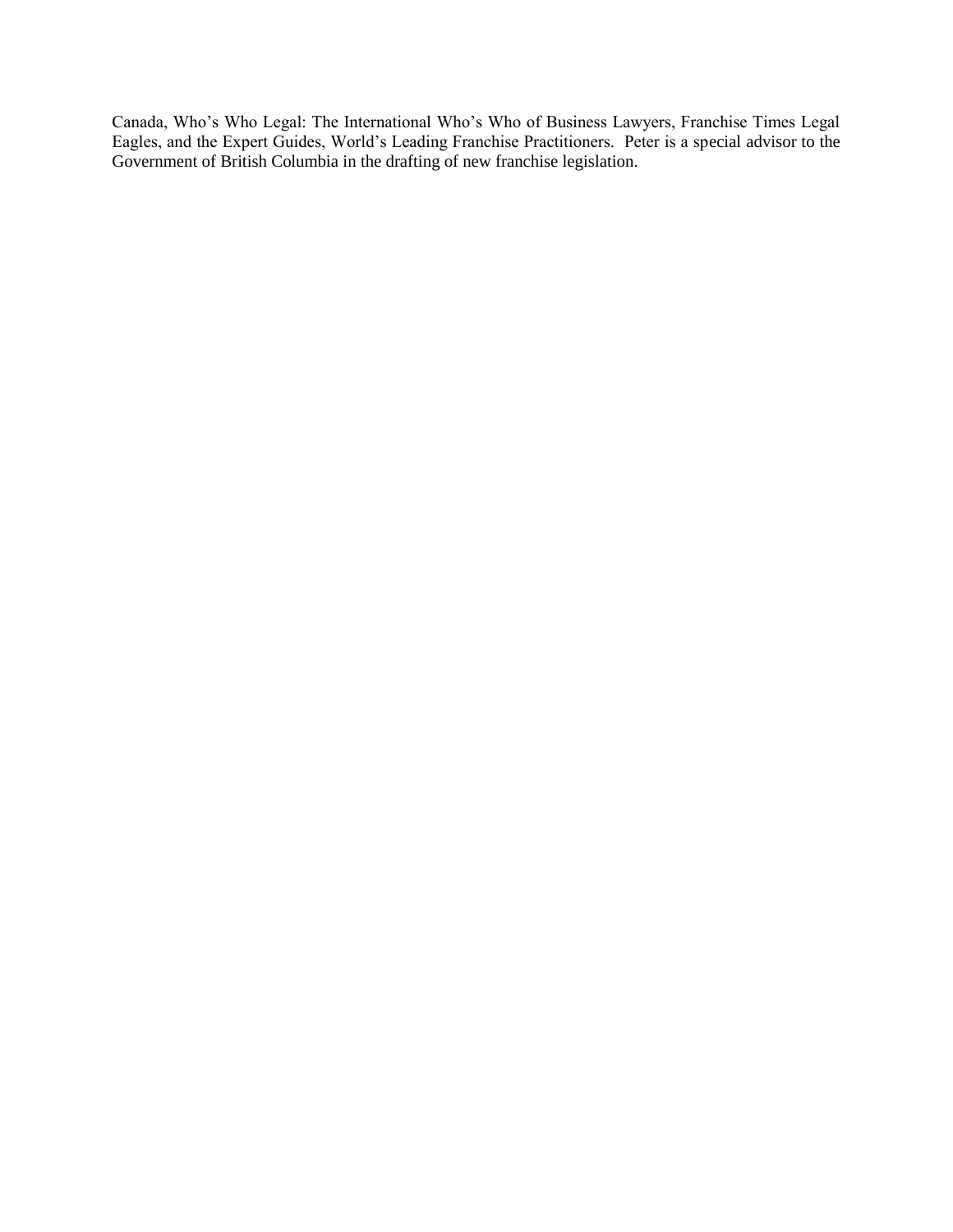Canada, Who's Who Legal: The International Who's Who of Business Lawyers, Franchise Times Legal Eagles, and the Expert Guides, World's Leading Franchise Practitioners. Peter is a special advisor to the Government of British Columbia in the drafting of new franchise legislation.